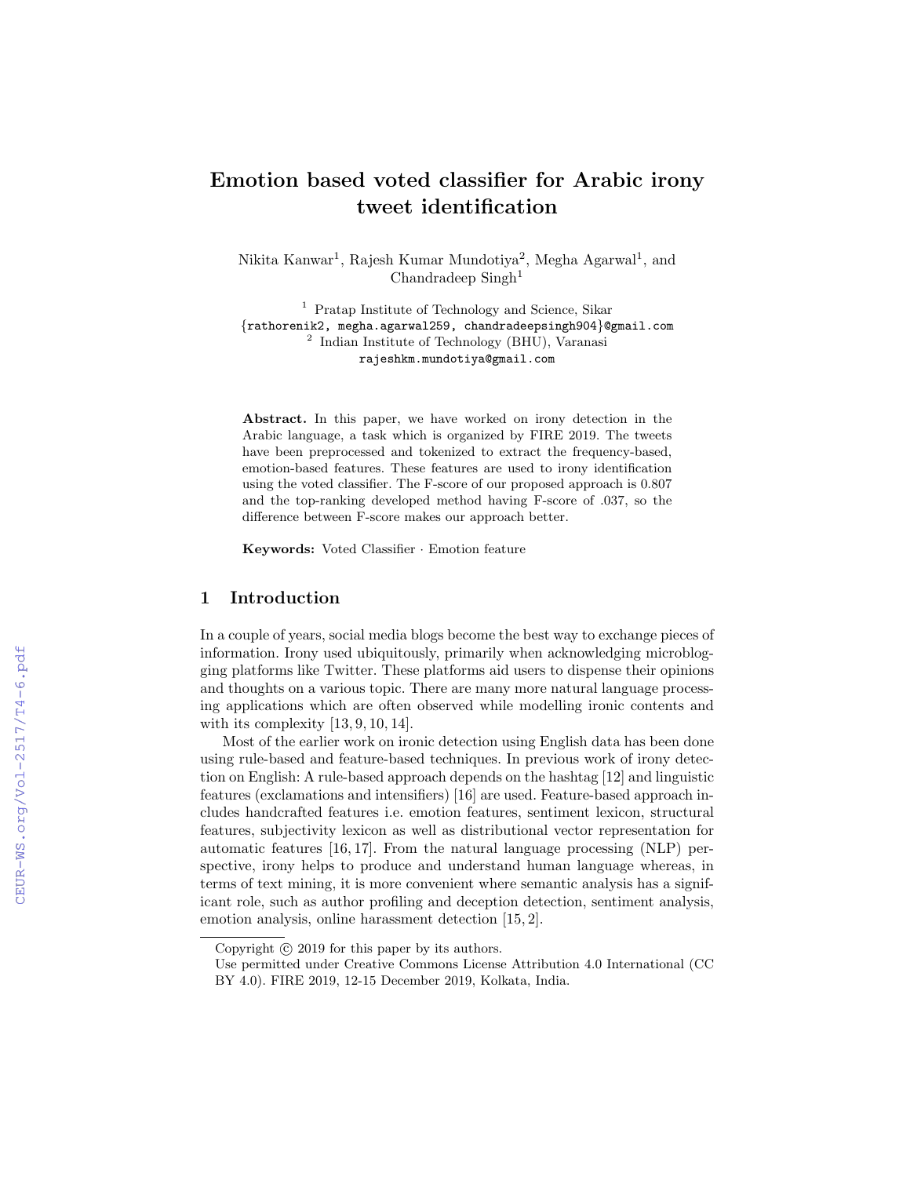# Emotion based voted classifier for Arabic irony tweet identification

Nikita Kanwar[1], Rajesh Kumar Mundotiya[2], Megha Agarwal[1], and Chandradeep Singh[1]

[1] Pratap Institute of Technology and Science, Sikar
{rathorenik2, megha.agarwal259, chandradeepsingh904}@gmail.com
[2] Indian Institute of Technology (BHU), Varanasi
rajeshkm.mundotiya@gmail.com

**Abstract.** In this paper, we have worked on irony detection in the Arabic language, a task which is organized by FIRE 2019. The tweets have been preprocessed and tokenized to extract the frequency-based, emotion-based features. These features are used to irony identification using the voted classifier. The F-score of our proposed approach is 0.807 and the top-ranking developed method having F-score of .037, so the difference between F-score makes our approach better.

**Keywords:** Voted Classifier · Emotion feature

## 1 Introduction

In a couple of years, social media blogs become the best way to exchange pieces of information. Irony used ubiquitously, primarily when acknowledging microblogging platforms like Twitter. These platforms aid users to dispense their opinions and thoughts on a various topic. There are many more natural language processing applications which are often observed while modelling ironic contents and with its complexity [13, 9, 10, 14].

Most of the earlier work on ironic detection using English data has been done using rule-based and feature-based techniques. In previous work of irony detection on English: A rule-based approach depends on the hashtag [12] and linguistic features (exclamations and intensifiers) [16] are used. Feature-based approach includes handcrafted features i.e. emotion features, sentiment lexicon, structural features, subjectivity lexicon as well as distributional vector representation for automatic features [16, 17]. From the natural language processing (NLP) perspective, irony helps to produce and understand human language whereas, in terms of text mining, it is more convenient where semantic analysis has a significant role, such as author profiling and deception detection, sentiment analysis, emotion analysis, online harassment detection [15, 2].

Copyright © 2019 for this paper by its authors.
Use permitted under Creative Commons License Attribution 4.0 International (CC BY 4.0). FIRE 2019, 12-15 December 2019, Kolkata, India.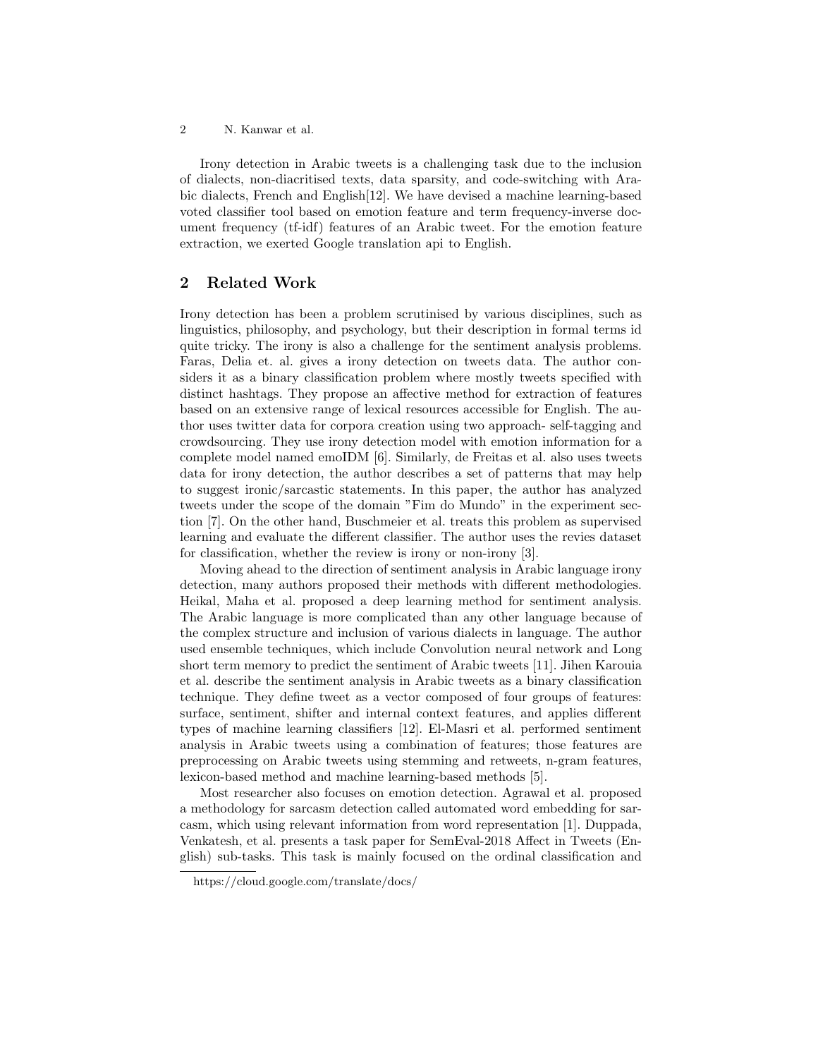Irony detection in Arabic tweets is a challenging task due to the inclusion of dialects, non-diacritised texts, data sparsity, and code-switching with Arabic dialects, French and English[12]. We have devised a machine learning-based voted classifier tool based on emotion feature and term frequency-inverse document frequency (tf-idf) features of an Arabic tweet. For the emotion feature extraction, we exerted Google translation api to English.

## 2 Related Work

Irony detection has been a problem scrutinised by various disciplines, such as linguistics, philosophy, and psychology, but their description in formal terms id quite tricky. The irony is also a challenge for the sentiment analysis problems. Faras, Delia et. al. gives a irony detection on tweets data. The author considers it as a binary classification problem where mostly tweets specified with distinct hashtags. They propose an affective method for extraction of features based on an extensive range of lexical resources accessible for English. The author uses twitter data for corpora creation using two approach- self-tagging and crowdsourcing. They use irony detection model with emotion information for a complete model named emoIDM [6]. Similarly, de Freitas et al. also uses tweets data for irony detection, the author describes a set of patterns that may help to suggest ironic/sarcastic statements. In this paper, the author has analyzed tweets under the scope of the domain "Fim do Mundo" in the experiment section [7]. On the other hand, Buschmeier et al. treats this problem as supervised learning and evaluate the different classifier. The author uses the revies dataset for classification, whether the review is irony or non-irony [3].

Moving ahead to the direction of sentiment analysis in Arabic language irony detection, many authors proposed their methods with different methodologies. Heikal, Maha et al. proposed a deep learning method for sentiment analysis. The Arabic language is more complicated than any other language because of the complex structure and inclusion of various dialects in language. The author used ensemble techniques, which include Convolution neural network and Long short term memory to predict the sentiment of Arabic tweets [11]. Jihen Karouia et al. describe the sentiment analysis in Arabic tweets as a binary classification technique. They define tweet as a vector composed of four groups of features: surface, sentiment, shifter and internal context features, and applies different types of machine learning classifiers [12]. El-Masri et al. performed sentiment analysis in Arabic tweets using a combination of features; those features are preprocessing on Arabic tweets using stemming and retweets, n-gram features, lexicon-based method and machine learning-based methods [5].

Most researcher also focuses on emotion detection. Agrawal et al. proposed a methodology for sarcasm detection called automated word embedding for sarcasm, which using relevant information from word representation [1]. Duppada, Venkatesh, et al. presents a task paper for SemEval-2018 Affect in Tweets (English) sub-tasks. This task is mainly focused on the ordinal classification and

https://cloud.google.com/translate/docs/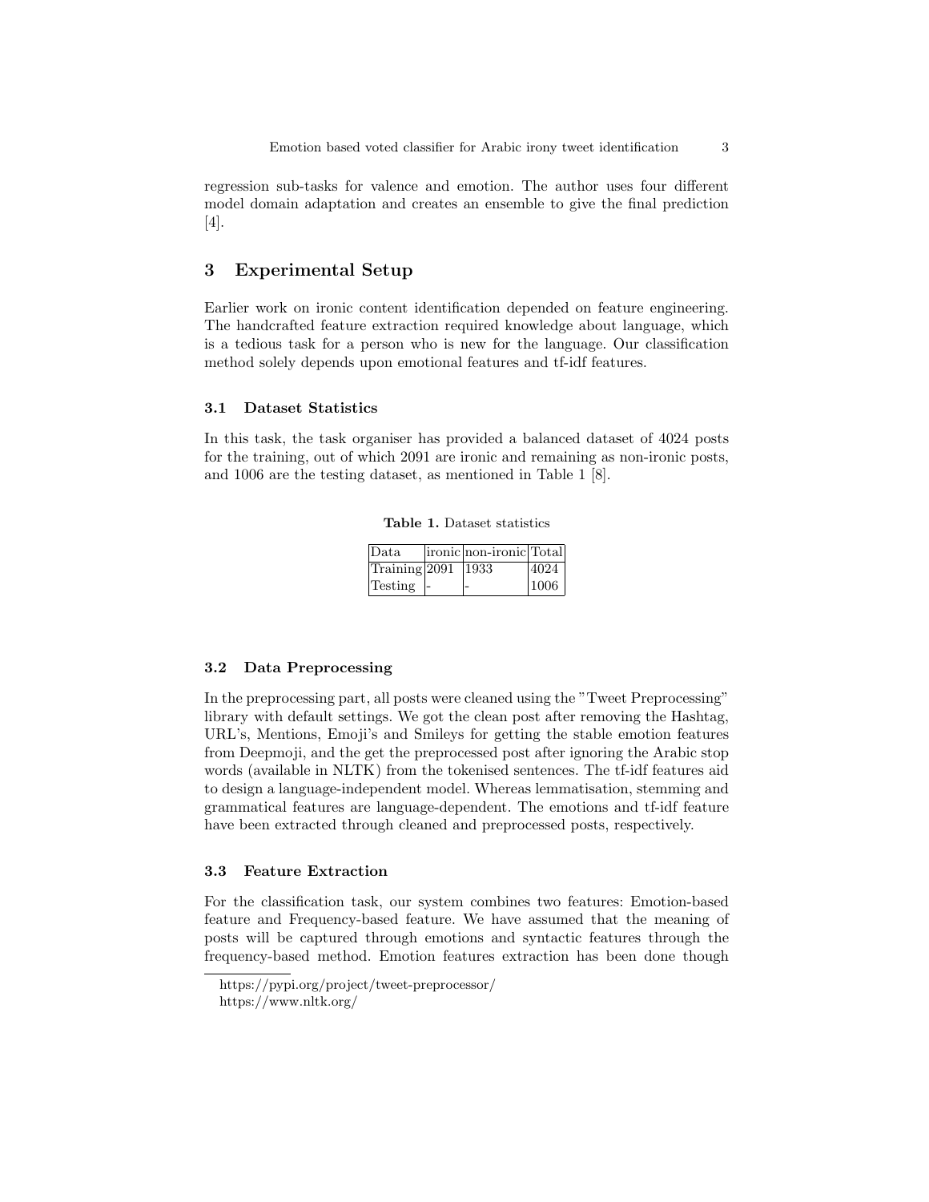regression sub-tasks for valence and emotion. The author uses four different model domain adaptation and creates an ensemble to give the final prediction [4].

## 3 Experimental Setup

Earlier work on ironic content identification depended on feature engineering. The handcrafted feature extraction required knowledge about language, which is a tedious task for a person who is new for the language. Our classification method solely depends upon emotional features and tf-idf features.

### 3.1 Dataset Statistics

In this task, the task organiser has provided a balanced dataset of 4024 posts for the training, out of which 2091 are ironic and remaining as non-ironic posts, and 1006 are the testing dataset, as mentioned in Table 1 [8].

**Table 1.** Dataset statistics

| Data | ironic | non-ironic | Total |
|---|---|---|---|
| Training | 2091 | 1933 | 4024 |
| Testing | - | - | 1006 |

### 3.2 Data Preprocessing

In the preprocessing part, all posts were cleaned using the "Tweet Preprocessing" library with default settings. We got the clean post after removing the Hashtag, URL's, Mentions, Emoji's and Smileys for getting the stable emotion features from Deepmoji, and the get the preprocessed post after ignoring the Arabic stop words (available in NLTK) from the tokenised sentences. The tf-idf features aid to design a language-independent model. Whereas lemmatisation, stemming and grammatical features are language-dependent. The emotions and tf-idf feature have been extracted through cleaned and preprocessed posts, respectively.

### 3.3 Feature Extraction

For the classification task, our system combines two features: Emotion-based feature and Frequency-based feature. We have assumed that the meaning of posts will be captured through emotions and syntactic features through the frequency-based method. Emotion features extraction has been done though

https://pypi.org/project/tweet-preprocessor/

https://www.nltk.org/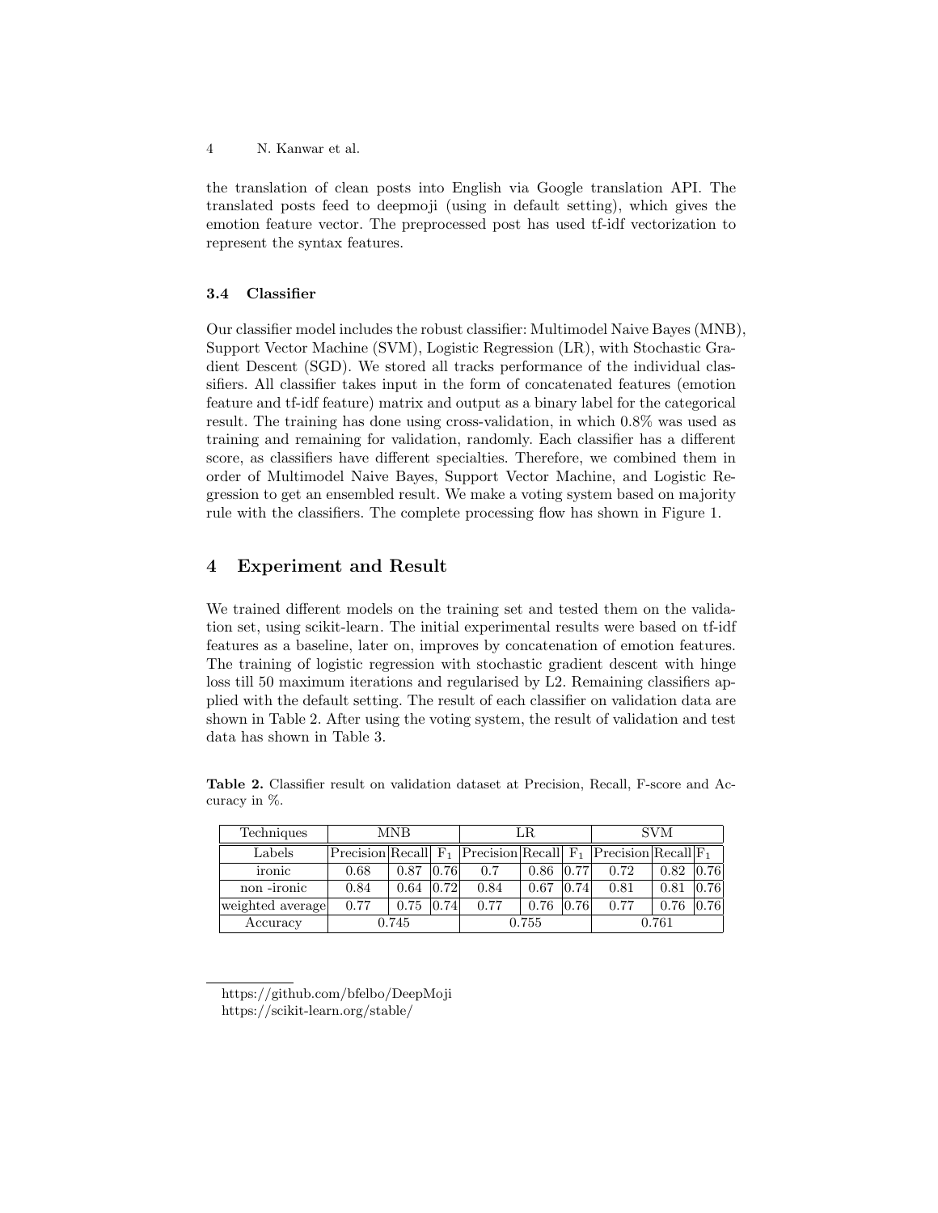the translation of clean posts into English via Google translation API. The translated posts feed to deepmoji (using in default setting), which gives the emotion feature vector. The preprocessed post has used tf-idf vectorization to represent the syntax features.

### 3.4 Classifier

Our classifier model includes the robust classifier: Multimodel Naive Bayes (MNB), Support Vector Machine (SVM), Logistic Regression (LR), with Stochastic Gradient Descent (SGD). We stored all tracks performance of the individual classifiers. All classifier takes input in the form of concatenated features (emotion feature and tf-idf feature) matrix and output as a binary label for the categorical result. The training has done using cross-validation, in which 0.8% was used as training and remaining for validation, randomly. Each classifier has a different score, as classifiers have different specialties. Therefore, we combined them in order of Multimodel Naive Bayes, Support Vector Machine, and Logistic Regression to get an ensembled result. We make a voting system based on majority rule with the classifiers. The complete processing flow has shown in Figure 1.

## 4 Experiment and Result

We trained different models on the training set and tested them on the validation set, using scikit-learn. The initial experimental results were based on tf-idf features as a baseline, later on, improves by concatenation of emotion features. The training of logistic regression with stochastic gradient descent with hinge loss till 50 maximum iterations and regularised by L2. Remaining classifiers applied with the default setting. The result of each classifier on validation data are shown in Table 2. After using the voting system, the result of validation and test data has shown in Table 3.

**Table 2.** Classifier result on validation dataset at Precision, Recall, F-score and Accuracy in %.

| Techniques | MNB | | | LR | | | SVM | | |
|---|---|---|---|---|---|---|---|---|---|
| Labels | Precision | Recall | $F_1$ | Precision | Recall | $F_1$ | Precision | Recall | $F_1$ |
| ironic | 0.68 | 0.87 | 0.76 | 0.7 | 0.86 | 0.77 | 0.72 | 0.82 | 0.76 |
| non -ironic | 0.84 | 0.64 | 0.72 | 0.84 | 0.67 | 0.74 | 0.81 | 0.81 | 0.76 |
| weighted average | 0.77 | 0.75 | 0.74 | 0.77 | 0.76 | 0.76 | 0.77 | 0.76 | 0.76 |
| Accuracy | 0.745 | | | 0.755 | | | 0.761 | | |

https://github.com/bfelbo/DeepMoji

https://scikit-learn.org/stable/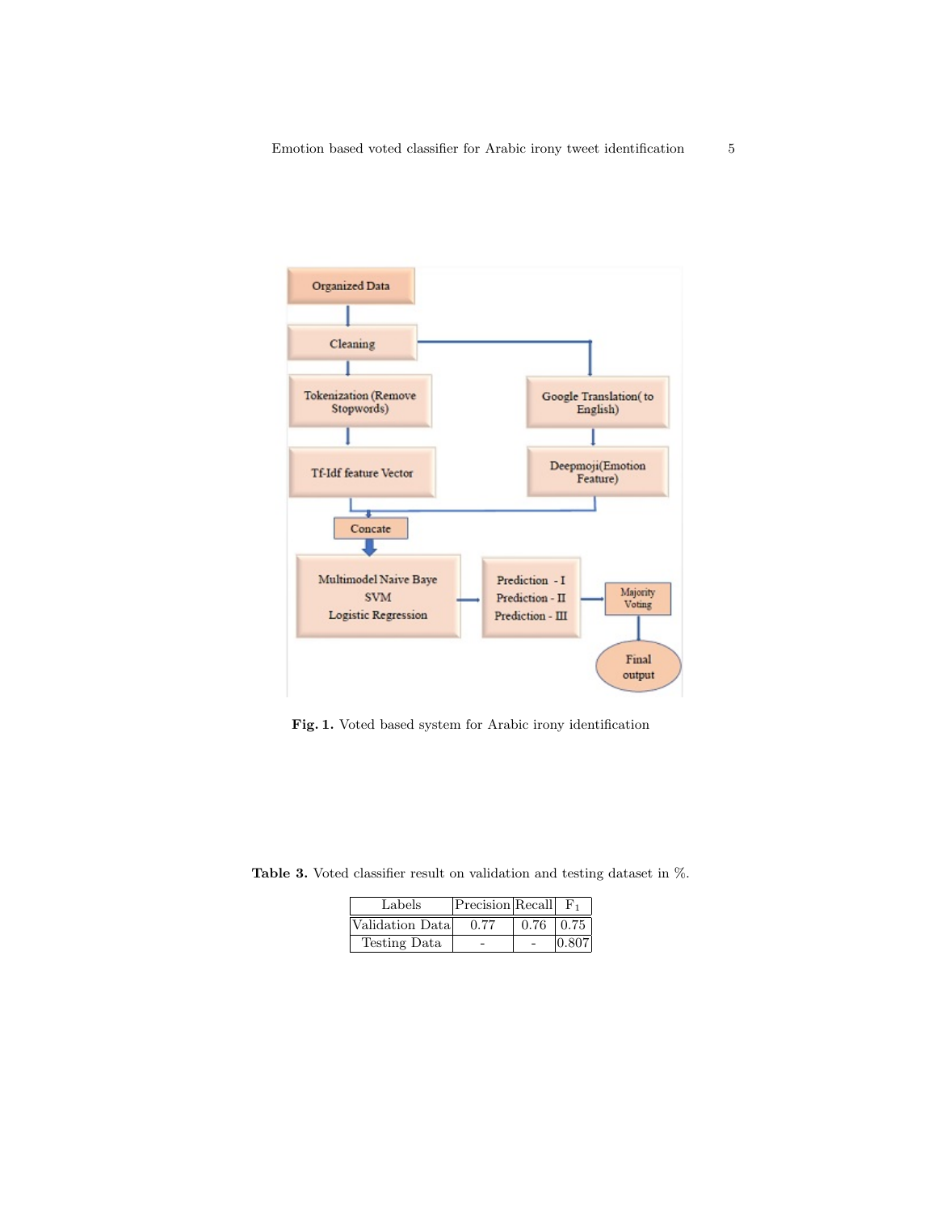**Fig. 1.** Voted based system for Arabic irony identification

**Table 3.** Voted classifier result on validation and testing dataset in %.

| Labels | Precision | Recall | $F_1$ |
|---|---|---|---|
| Validation Data | 0.77 | 0.76 | 0.75 |
| Testing Data | - | - | 0.807 |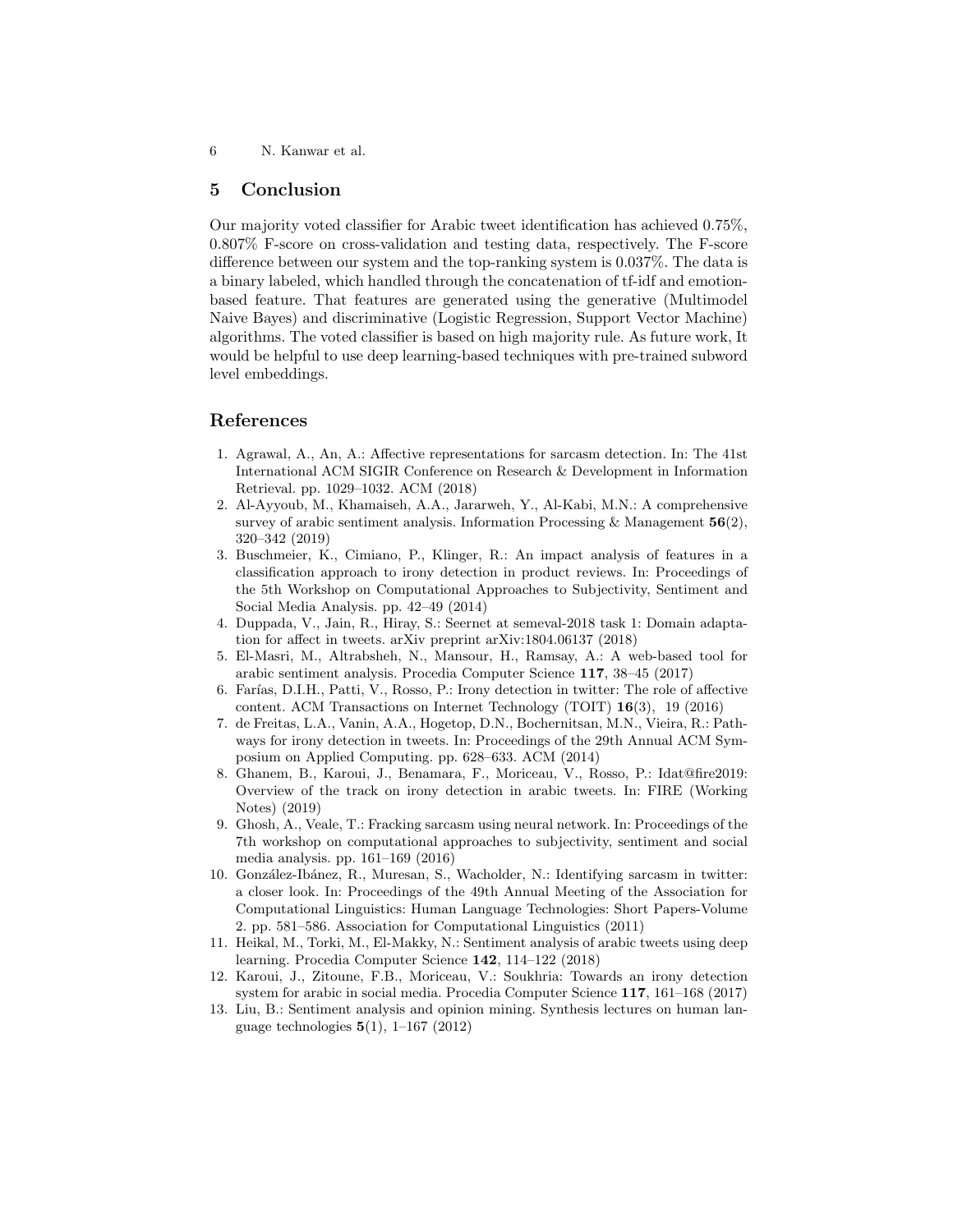## 5 Conclusion

Our majority voted classifier for Arabic tweet identification has achieved 0.75%, 0.807% F-score on cross-validation and testing data, respectively. The F-score difference between our system and the top-ranking system is 0.037%. The data is a binary labeled, which handled through the concatenation of tf-idf and emotion-based feature. That features are generated using the generative (Multimodel Naive Bayes) and discriminative (Logistic Regression, Support Vector Machine) algorithms. The voted classifier is based on high majority rule. As future work, It would be helpful to use deep learning-based techniques with pre-trained subword level embeddings.

## References

1. Agrawal, A., An, A.: Affective representations for sarcasm detection. In: The 41st International ACM SIGIR Conference on Research & Development in Information Retrieval. pp. 1029–1032. ACM (2018)
2. Al-Ayyoub, M., Khamaiseh, A.A., Jararweh, Y., Al-Kabi, M.N.: A comprehensive survey of arabic sentiment analysis. Information Processing & Management **56**(2), 320–342 (2019)
3. Buschmeier, K., Cimiano, P., Klinger, R.: An impact analysis of features in a classification approach to irony detection in product reviews. In: Proceedings of the 5th Workshop on Computational Approaches to Subjectivity, Sentiment and Social Media Analysis. pp. 42–49 (2014)
4. Duppada, V., Jain, R., Hiray, S.: Seernet at semeval-2018 task 1: Domain adaptation for affect in tweets. arXiv preprint arXiv:1804.06137 (2018)
5. El-Masri, M., Altrabsheh, N., Mansour, H., Ramsay, A.: A web-based tool for arabic sentiment analysis. Procedia Computer Science **117**, 38–45 (2017)
6. Farías, D.I.H., Patti, V., Rosso, P.: Irony detection in twitter: The role of affective content. ACM Transactions on Internet Technology (TOIT) **16**(3), 19 (2016)
7. de Freitas, L.A., Vanin, A.A., Hogetop, D.N., Bochernitsan, M.N., Vieira, R.: Pathways for irony detection in tweets. In: Proceedings of the 29th Annual ACM Symposium on Applied Computing. pp. 628–633. ACM (2014)
8. Ghanem, B., Karoui, J., Benamara, F., Moriceau, V., Rosso, P.: Idat@fire2019: Overview of the track on irony detection in arabic tweets. In: FIRE (Working Notes) (2019)
9. Ghosh, A., Veale, T.: Fracking sarcasm using neural network. In: Proceedings of the 7th workshop on computational approaches to subjectivity, sentiment and social media analysis. pp. 161–169 (2016)
10. González-Ibánez, R., Muresan, S., Wacholder, N.: Identifying sarcasm in twitter: a closer look. In: Proceedings of the 49th Annual Meeting of the Association for Computational Linguistics: Human Language Technologies: Short Papers-Volume 2. pp. 581–586. Association for Computational Linguistics (2011)
11. Heikal, M., Torki, M., El-Makky, N.: Sentiment analysis of arabic tweets using deep learning. Procedia Computer Science **142**, 114–122 (2018)
12. Karoui, J., Zitoune, F.B., Moriceau, V.: Soukhria: Towards an irony detection system for arabic in social media. Procedia Computer Science **117**, 161–168 (2017)
13. Liu, B.: Sentiment analysis and opinion mining. Synthesis lectures on human language technologies **5**(1), 1–167 (2012)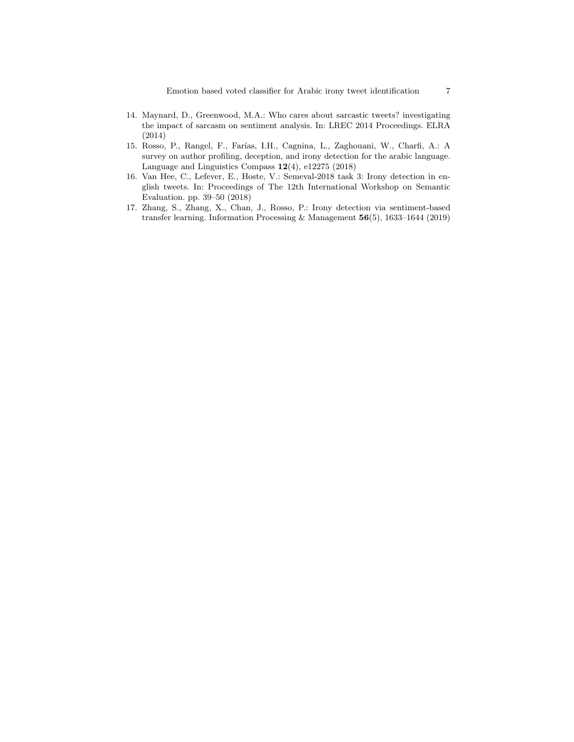14. Maynard, D., Greenwood, M.A.: Who cares about sarcastic tweets? investigating the impact of sarcasm on sentiment analysis. In: LREC 2014 Proceedings. ELRA (2014)
15. Rosso, P., Rangel, F., Farías, I.H., Cagnina, L., Zaghouani, W., Charfi, A.: A survey on author profiling, deception, and irony detection for the arabic language. Language and Linguistics Compass **12**(4), e12275 (2018)
16. Van Hee, C., Lefever, E., Hoste, V.: Semeval-2018 task 3: Irony detection in english tweets. In: Proceedings of The 12th International Workshop on Semantic Evaluation. pp. 39–50 (2018)
17. Zhang, S., Zhang, X., Chan, J., Rosso, P.: Irony detection via sentiment-based transfer learning. Information Processing & Management **56**(5), 1633–1644 (2019)